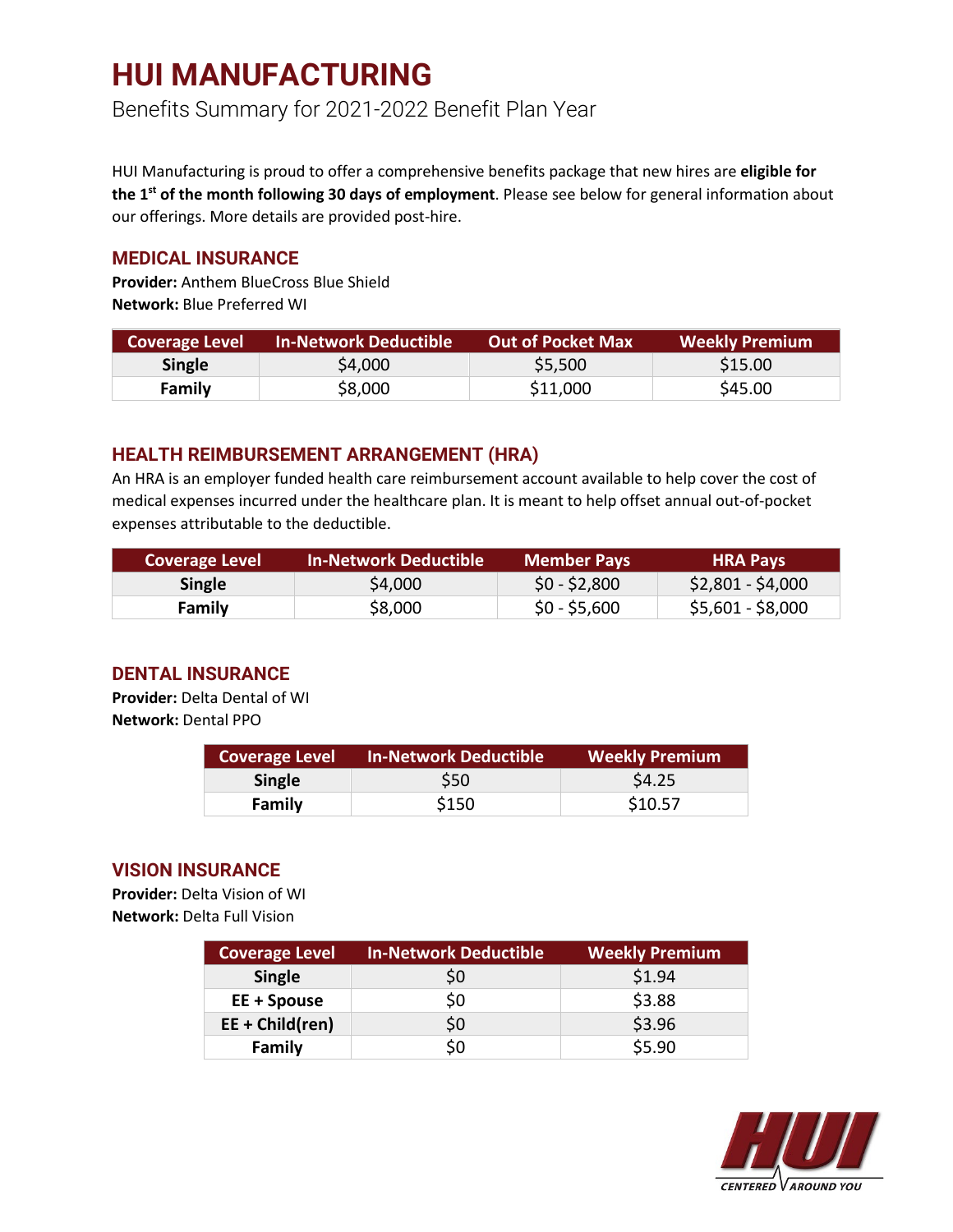# HUI MANUFACTURING

Benefits Summary for 2021-2022 Benefit Plan Year

HUI Manufacturing is proud to offer a comprehensive benefits package that new hires are **eligible for the 1st of the month following 30 days of employment**. Please see below for general information about our offerings. More details are provided post-hire.

## MEDICAL INSURANCE

**Provider:** Anthem BlueCross Blue Shield
**Network:** Blue Preferred WI

| Coverage Level | In-Network Deductible | Out of Pocket Max | Weekly Premium |
|---|---|---|---|
| **Single** | $4,000 | $5,500 | $15.00 |
| **Family** | $8,000 | $11,000 | $45.00 |

## HEALTH REIMBURSEMENT ARRANGEMENT (HRA)

An HRA is an employer funded health care reimbursement account available to help cover the cost of medical expenses incurred under the healthcare plan. It is meant to help offset annual out-of-pocket expenses attributable to the deductible.

| Coverage Level | In-Network Deductible | Member Pays | HRA Pays |
|---|---|---|---|
| **Single** | $4,000 | $0 - $2,800 | $2,801 - $4,000 |
| **Family** | $8,000 | $0 - $5,600 | $5,601 - $8,000 |

## DENTAL INSURANCE

**Provider:** Delta Dental of WI
**Network:** Dental PPO

| Coverage Level | In-Network Deductible | Weekly Premium |
|---|---|---|
| **Single** | $50 | $4.25 |
| **Family** | $150 | $10.57 |

## VISION INSURANCE

**Provider:** Delta Vision of WI
**Network:** Delta Full Vision

| Coverage Level | In-Network Deductible | Weekly Premium |
|---|---|---|
| **Single** | $0 | $1.94 |
| **EE + Spouse** | $0 | $3.88 |
| **EE + Child(ren)** | $0 | $3.96 |
| **Family** | $0 | $5.90 |

HUI
CENTERED AROUND YOU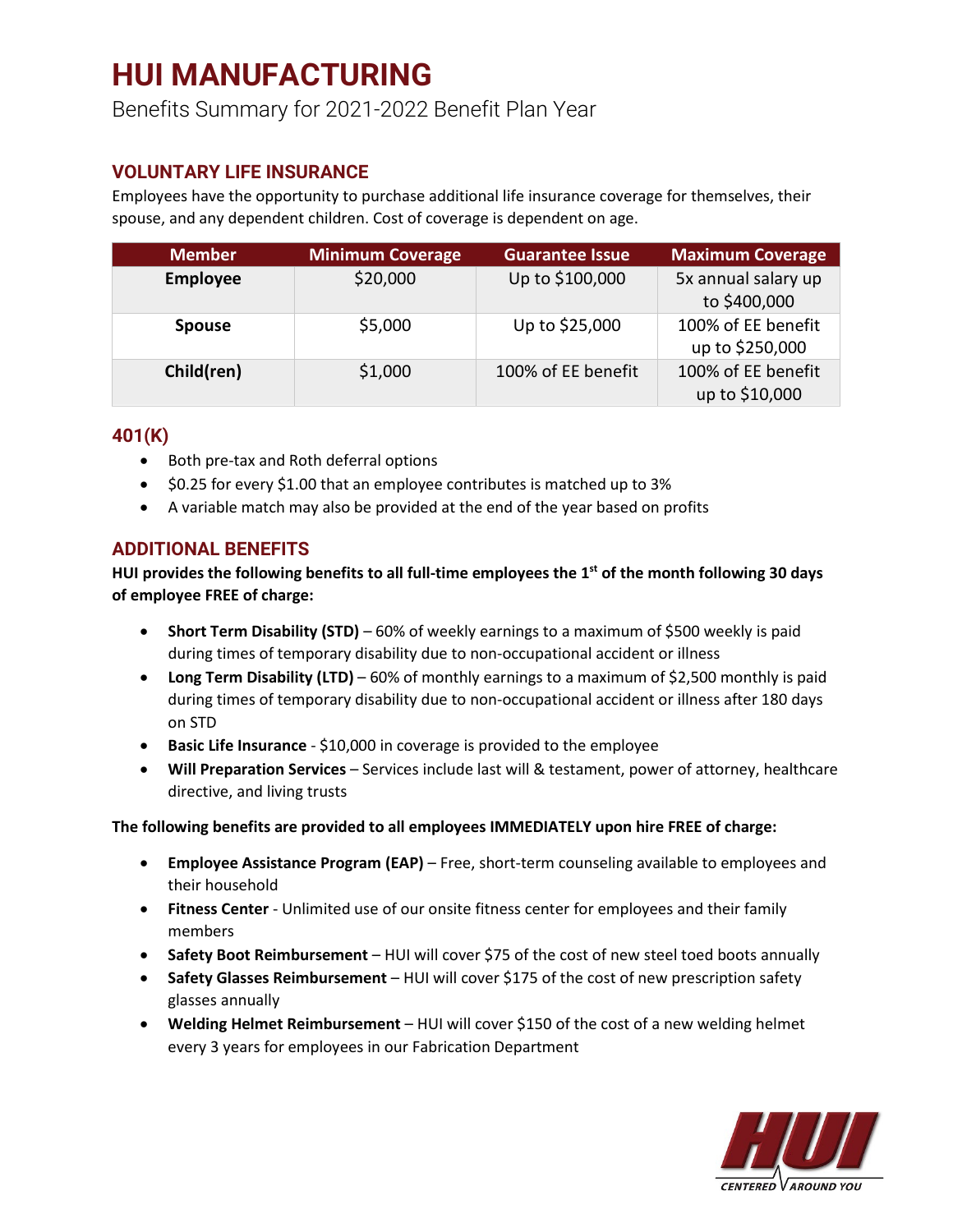# HUI MANUFACTURING

Benefits Summary for 2021-2022 Benefit Plan Year

## VOLUNTARY LIFE INSURANCE

Employees have the opportunity to purchase additional life insurance coverage for themselves, their spouse, and any dependent children. Cost of coverage is dependent on age.

| Member | Minimum Coverage | Guarantee Issue | Maximum Coverage |
|---|---|---|---|
| **Employee** | $20,000 | Up to $100,000 | 5x annual salary up to $400,000 |
| **Spouse** | $5,000 | Up to $25,000 | 100% of EE benefit up to $250,000 |
| **Child(ren)** | $1,000 | 100% of EE benefit | 100% of EE benefit up to $10,000 |

## 401(K)

- Both pre-tax and Roth deferral options
- $0.25 for every $1.00 that an employee contributes is matched up to 3%
- A variable match may also be provided at the end of the year based on profits

## ADDITIONAL BENEFITS

**HUI provides the following benefits to all full-time employees the 1st of the month following 30 days of employee FREE of charge:**

- **Short Term Disability (STD)** – 60% of weekly earnings to a maximum of $500 weekly is paid during times of temporary disability due to non-occupational accident or illness
- **Long Term Disability (LTD)** – 60% of monthly earnings to a maximum of $2,500 monthly is paid during times of temporary disability due to non-occupational accident or illness after 180 days on STD
- **Basic Life Insurance** - $10,000 in coverage is provided to the employee
- **Will Preparation Services** – Services include last will & testament, power of attorney, healthcare directive, and living trusts

**The following benefits are provided to all employees IMMEDIATELY upon hire FREE of charge:**

- **Employee Assistance Program (EAP)** – Free, short-term counseling available to employees and their household
- **Fitness Center** - Unlimited use of our onsite fitness center for employees and their family members
- **Safety Boot Reimbursement** – HUI will cover $75 of the cost of new steel toed boots annually
- **Safety Glasses Reimbursement** – HUI will cover $175 of the cost of new prescription safety glasses annually
- **Welding Helmet Reimbursement** – HUI will cover $150 of the cost of a new welding helmet every 3 years for employees in our Fabrication Department

HUI
CENTERED AROUND YOU